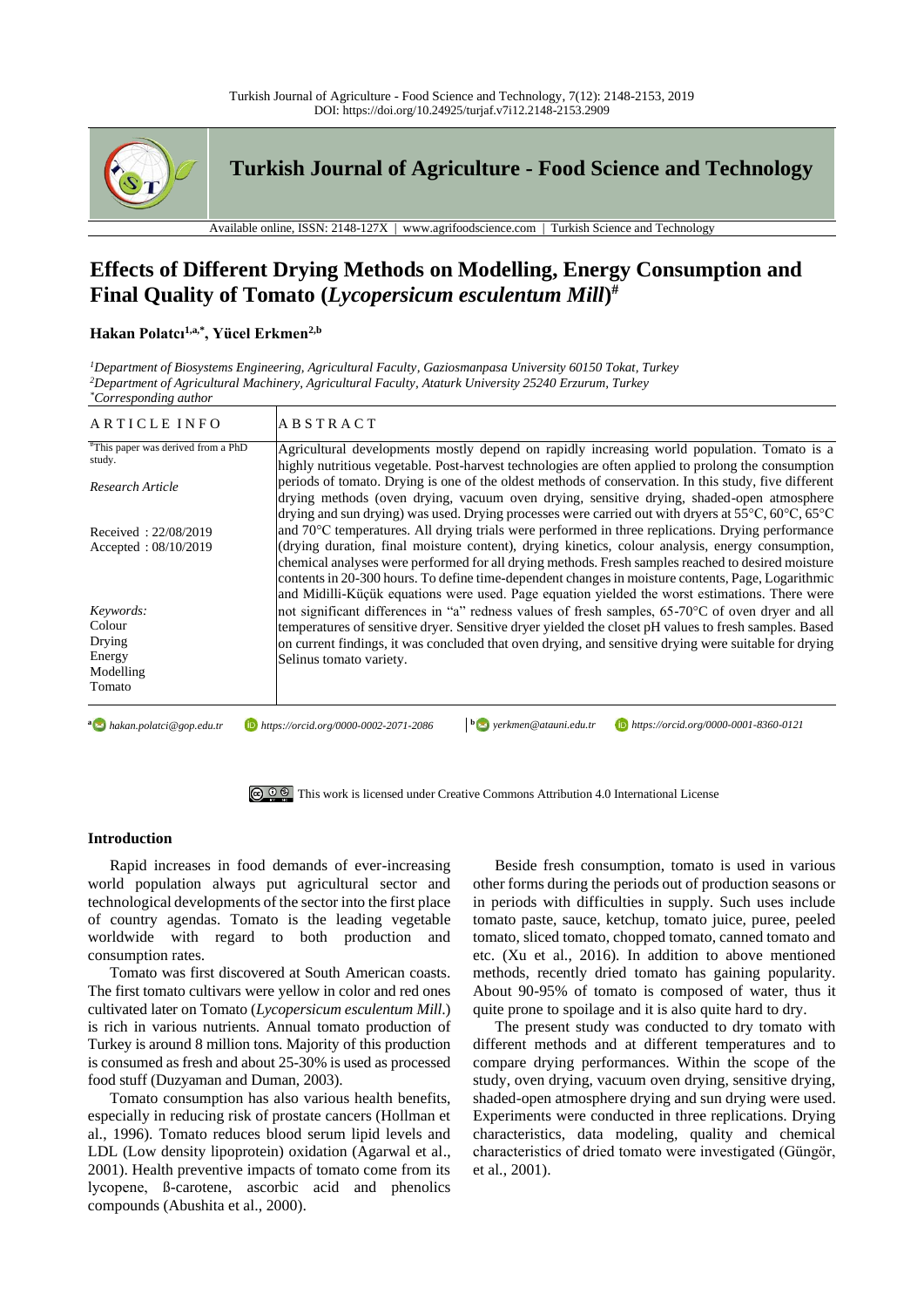# Effects of Different Drying Methods on Modelling, Energy Consumption and Final Quality of Tomato (*Lycopersicum esculentum Mill*)[#]

**Hakan Polatcı[1,a,*], Yücel Erkmen[2,b]**

*[1]Department of Biosystems Engineering, Agricultural Faculty, Gaziosmanpasa University 60150 Tokat, Turkey*
*[2]Department of Agricultural Machinery, Agricultural Faculty, Ataturk University 25240 Erzurum, Turkey*
*[*]Corresponding author*

| ARTICLE INFO | ABSTRACT |
|---|---|
| [#]This paper was derived from a PhD study.<br><br>*Research Article*<br><br>Received : 22/08/2019<br>Accepted : 08/10/2019<br><br>*Keywords:*<br>Colour<br>Drying<br>Energy<br>Modelling<br>Tomato | Agricultural developments mostly depend on rapidly increasing world population. Tomato is a highly nutritious vegetable. Post-harvest technologies are often applied to prolong the consumption periods of tomato. Drying is one of the oldest methods of conservation. In this study, five different drying methods (oven drying, vacuum oven drying, sensitive drying, shaded-open atmosphere drying and sun drying) was used. Drying processes were carried out with dryers at 55°C, 60°C, 65°C and 70°C temperatures. All drying trials were performed in three replications. Drying performance (drying duration, final moisture content), drying kinetics, colour analysis, energy consumption, chemical analyses were performed for all drying methods. Fresh samples reached to desired moisture contents in 20-300 hours. To define time-dependent changes in moisture contents, Page, Logarithmic and Midilli-Küçük equations were used. Page equation yielded the worst estimations. There were not significant differences in "a" redness values of fresh samples, 65-70°C of oven dryer and all temperatures of sensitive dryer. Sensitive dryer yielded the closet pH values to fresh samples. Based on current findings, it was concluded that oven drying, and sensitive drying were suitable for drying Selinus tomato variety. |

[a] hakan.polatci@gop.edu.tr https://orcid.org/0000-0002-2071-2086 [b] yerkmen@atauni.edu.tr https://orcid.org/0000-0001-8360-0121

This work is licensed under Creative Commons Attribution 4.0 International License

## Introduction

Rapid increases in food demands of ever-increasing world population always put agricultural sector and technological developments of the sector into the first place of country agendas. Tomato is the leading vegetable worldwide with regard to both production and consumption rates.

Tomato was first discovered at South American coasts. The first tomato cultivars were yellow in color and red ones cultivated later on Tomato (*Lycopersicum esculentum Mill.*) is rich in various nutrients. Annual tomato production of Turkey is around 8 million tons. Majority of this production is consumed as fresh and about 25-30% is used as processed food stuff (Duzyaman and Duman, 2003).

Tomato consumption has also various health benefits, especially in reducing risk of prostate cancers (Hollman et al., 1996). Tomato reduces blood serum lipid levels and LDL (Low density lipoprotein) oxidation (Agarwal et al., 2001). Health preventive impacts of tomato come from its lycopene, ß-carotene, ascorbic acid and phenolics compounds (Abushita et al., 2000).

Beside fresh consumption, tomato is used in various other forms during the periods out of production seasons or in periods with difficulties in supply. Such uses include tomato paste, sauce, ketchup, tomato juice, puree, peeled tomato, sliced tomato, chopped tomato, canned tomato and etc. (Xu et al., 2016). In addition to above mentioned methods, recently dried tomato has gaining popularity. About 90-95% of tomato is composed of water, thus it quite prone to spoilage and it is also quite hard to dry.

The present study was conducted to dry tomato with different methods and at different temperatures and to compare drying performances. Within the scope of the study, oven drying, vacuum oven drying, sensitive drying, shaded-open atmosphere drying and sun drying were used. Experiments were conducted in three replications. Drying characteristics, data modeling, quality and chemical characteristics of dried tomato were investigated (Güngör, et al., 2001).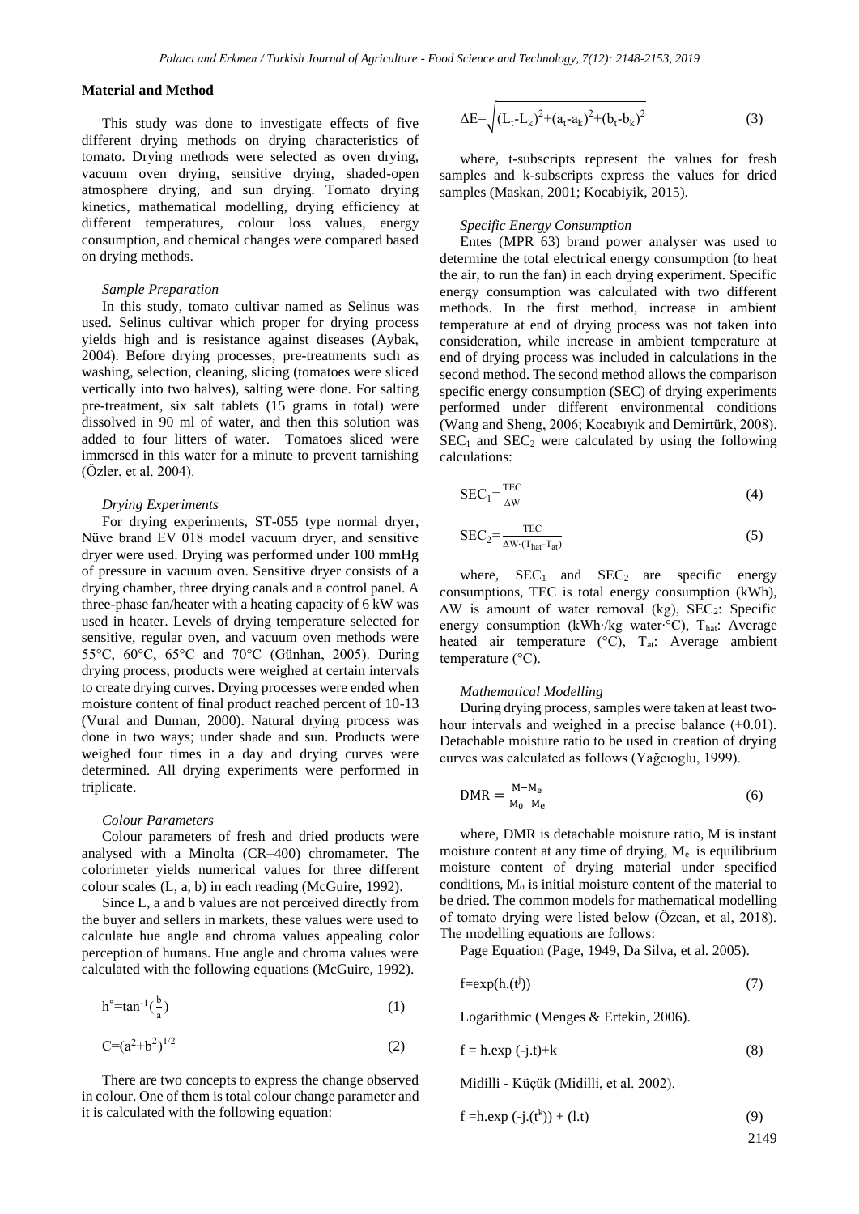## Material and Method

This study was done to investigate effects of five different drying methods on drying characteristics of tomato. Drying methods were selected as oven drying, vacuum oven drying, sensitive drying, shaded-open atmosphere drying, and sun drying. Tomato drying kinetics, mathematical modelling, drying efficiency at different temperatures, colour loss values, energy consumption, and chemical changes were compared based on drying methods.

### *Sample Preparation*

In this study, tomato cultivar named as Selinus was used. Selinus cultivar which proper for drying process yields high and is resistance against diseases (Aybak, 2004). Before drying processes, pre-treatments such as washing, selection, cleaning, slicing (tomatoes were sliced vertically into two halves), salting were done. For salting pre-treatment, six salt tablets (15 grams in total) were dissolved in 90 ml of water, and then this solution was added to four litters of water. Tomatoes sliced were immersed in this water for a minute to prevent tarnishing (Özler, et al. 2004).

### *Drying Experiments*

For drying experiments, ST-055 type normal dryer, Nüve brand EV 018 model vacuum dryer, and sensitive dryer were used. Drying was performed under 100 mmHg of pressure in vacuum oven. Sensitive dryer consists of a drying chamber, three drying canals and a control panel. A three-phase fan/heater with a heating capacity of 6 kW was used in heater. Levels of drying temperature selected for sensitive, regular oven, and vacuum oven methods were 55°C, 60°C, 65°C and 70°C (Günhan, 2005). During drying process, products were weighed at certain intervals to create drying curves. Drying processes were ended when moisture content of final product reached percent of 10-13 (Vural and Duman, 2000). Natural drying process was done in two ways; under shade and sun. Products were weighed four times in a day and drying curves were determined. All drying experiments were performed in triplicate.

### *Colour Parameters*

Colour parameters of fresh and dried products were analysed with a Minolta (CR–400) chromameter. The colorimeter yields numerical values for three different colour scales (L, a, b) in each reading (McGuire, 1992).

Since L, a and b values are not perceived directly from the buyer and sellers in markets, these values were used to calculate hue angle and chroma values appealing color perception of humans. Hue angle and chroma values were calculated with the following equations (McGuire, 1992).

$$h^{\circ}=\tan^{-1}\left(\frac{b}{a}\right) \tag{1}$$

$$C=(a^2+b^2)^{1/2} \tag{2}$$

There are two concepts to express the change observed in colour. One of them is total colour change parameter and it is calculated with the following equation:

$$\Delta E=\sqrt{(L_t-L_k)^2+(a_t-a_k)^2+(b_t-b_k)^2} \tag{3}$$

where, t-subscripts represent the values for fresh samples and k-subscripts express the values for dried samples (Maskan, 2001; Kocabiyik, 2015).

### *Specific Energy Consumption*

Entes (MPR 63) brand power analyser was used to determine the total electrical energy consumption (to heat the air, to run the fan) in each drying experiment. Specific energy consumption was calculated with two different methods. In the first method, increase in ambient temperature at end of drying process was not taken into consideration, while increase in ambient temperature at end of drying process was included in calculations in the second method. The second method allows the comparison specific energy consumption (SEC) of drying experiments performed under different environmental conditions (Wang and Sheng, 2006; Kocabıyık and Demirtürk, 2008). $SEC_1$ and $SEC_2$ were calculated by using the following calculations:

$$SEC_1=\frac{TEC}{\Delta W} \tag{4}$$

$$SEC_2=\frac{TEC}{\Delta W\cdot(T_{hat}-T_{at})} \tag{5}$$

where, $SEC_1$ and $SEC_2$ are specific energy consumptions, TEC is total energy consumption (kWh), ΔW is amount of water removal (kg), $SEC_2$: Specific energy consumption (kWh·/kg water·°C), $T_{hat}$: Average heated air temperature (°C), $T_{at}$: Average ambient temperature (°C).

### *Mathematical Modelling*

During drying process, samples were taken at least two-hour intervals and weighed in a precise balance (±0.01). Detachable moisture ratio to be used in creation of drying curves was calculated as follows (Yağcıoglu, 1999).

$$DMR=\frac{M-M_e}{M_0-M_e} \tag{6}$$

where, DMR is detachable moisture ratio, M is instant moisture content at any time of drying, $M_e$ is equilibrium moisture content of drying material under specified conditions, $M_o$ is initial moisture content of the material to be dried. The common models for mathematical modelling of tomato drying were listed below (Özcan, et al, 2018). The modelling equations are follows:

Page Equation (Page, 1949, Da Silva, et al. 2005).

$$f=\exp(h.(t^j)) \tag{7}$$

Logarithmic (Menges & Ertekin, 2006).

$$f = h.\exp(-j.t)+k \tag{8}$$

Midilli - Küçük (Midilli, et al. 2002).

$$f = h.\exp(-j.(t^k)) + (l.t) \tag{9}$$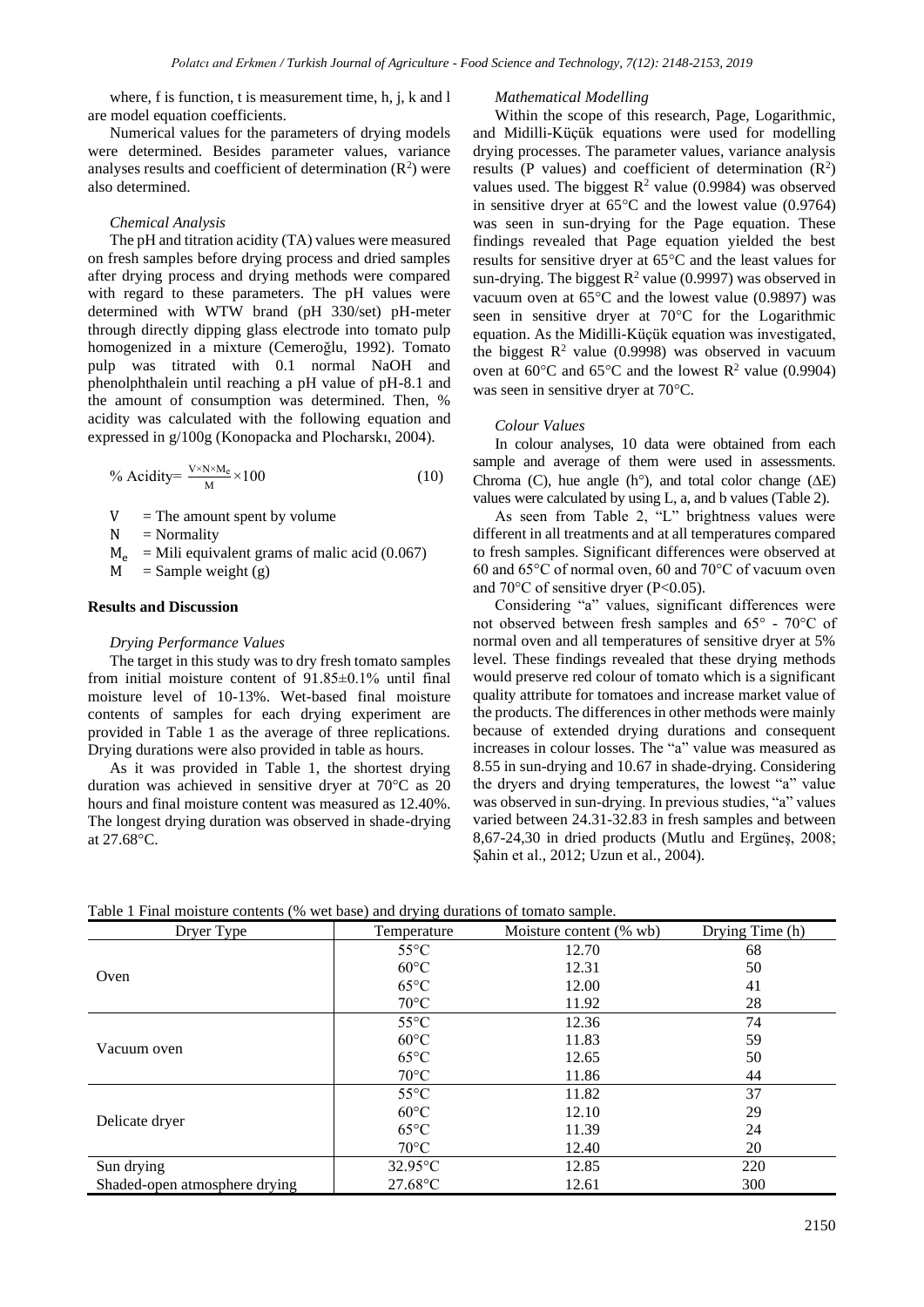where, f is function, t is measurement time, h, j, k and l are model equation coefficients.

Numerical values for the parameters of drying models were determined. Besides parameter values, variance analyses results and coefficient of determination ($R^2$) were also determined.

*Chemical Analysis*

The pH and titration acidity (TA) values were measured on fresh samples before drying process and dried samples after drying process and drying methods were compared with regard to these parameters. The pH values were determined with WTW brand (pH 330/set) pH-meter through directly dipping glass electrode into tomato pulp homogenized in a mixture (Cemeroğlu, 1992). Tomato pulp was titrated with 0.1 normal NaOH and phenolphthalein until reaching a pH value of pH-8.1 and the amount of consumption was determined. Then, % acidity was calculated with the following equation and expressed in g/100g (Konopacka and Plocharskı, 2004).

$$\% \text{ Acidity} = \frac{V \times N \times M_e}{M} \times 100 \quad (10)$$

V = The amount spent by volume
N = Normality
$M_e$ = Mili equivalent grams of malic acid (0.067)
M = Sample weight (g)

## Results and Discussion

*Drying Performance Values*

The target in this study was to dry fresh tomato samples from initial moisture content of 91.85±0.1% until final moisture level of 10-13%. Wet-based final moisture contents of samples for each drying experiment are provided in Table 1 as the average of three replications. Drying durations were also provided in table as hours.

As it was provided in Table 1, the shortest drying duration was achieved in sensitive dryer at 70°C as 20 hours and final moisture content was measured as 12.40%. The longest drying duration was observed in shade-drying at 27.68°C.

*Mathematical Modelling*

Within the scope of this research, Page, Logarithmic, and Midilli-Küçük equations were used for modelling drying processes. The parameter values, variance analysis results (P values) and coefficient of determination ($R^2$) values used. The biggest $R^2$ value (0.9984) was observed in sensitive dryer at 65°C and the lowest value (0.9764) was seen in sun-drying for the Page equation. These findings revealed that Page equation yielded the best results for sensitive dryer at 65°C and the least values for sun-drying. The biggest $R^2$ value (0.9997) was observed in vacuum oven at 65°C and the lowest value (0.9897) was seen in sensitive dryer at 70°C for the Logarithmic equation. As the Midilli-Küçük equation was investigated, the biggest $R^2$ value (0.9998) was observed in vacuum oven at 60°C and 65°C and the lowest $R^2$ value (0.9904) was seen in sensitive dryer at 70°C.

*Colour Values*

In colour analyses, 10 data were obtained from each sample and average of them were used in assessments. Chroma (C), hue angle (h°), and total color change (ΔE) values were calculated by using L, a, and b values (Table 2).

As seen from Table 2, "L" brightness values were different in all treatments and at all temperatures compared to fresh samples. Significant differences were observed at 60 and 65°C of normal oven, 60 and 70°C of vacuum oven and 70°C of sensitive dryer ($P<0.05$).

Considering "a" values, significant differences were not observed between fresh samples and 65° - 70°C of normal oven and all temperatures of sensitive dryer at 5% level. These findings revealed that these drying methods would preserve red colour of tomato which is a significant quality attribute for tomatoes and increase market value of the products. The differences in other methods were mainly because of extended drying durations and consequent increases in colour losses. The "a" value was measured as 8.55 in sun-drying and 10.67 in shade-drying. Considering the dryers and drying temperatures, the lowest "a" value was observed in sun-drying. In previous studies, "a" values varied between 24.31-32.83 in fresh samples and between 8,67-24,30 in dried products (Mutlu and Ergüneş, 2008; Şahin et al., 2012; Uzun et al., 2004).

Table 1 Final moisture contents (% wet base) and drying durations of tomato sample.

| Dryer Type | Temperature | Moisture content (% wb) | Drying Time (h) |
|---|---|---|---|
| Oven | 55°C | 12.70 | 68 |
| | 60°C | 12.31 | 50 |
| | 65°C | 12.00 | 41 |
| | 70°C | 11.92 | 28 |
| Vacuum oven | 55°C | 12.36 | 74 |
| | 60°C | 11.83 | 59 |
| | 65°C | 12.65 | 50 |
| | 70°C | 11.86 | 44 |
| Delicate dryer | 55°C | 11.82 | 37 |
| | 60°C | 12.10 | 29 |
| | 65°C | 11.39 | 24 |
| | 70°C | 12.40 | 20 |
| Sun drying | 32.95°C | 12.85 | 220 |
| Shaded-open atmosphere drying | 27.68°C | 12.61 | 300 |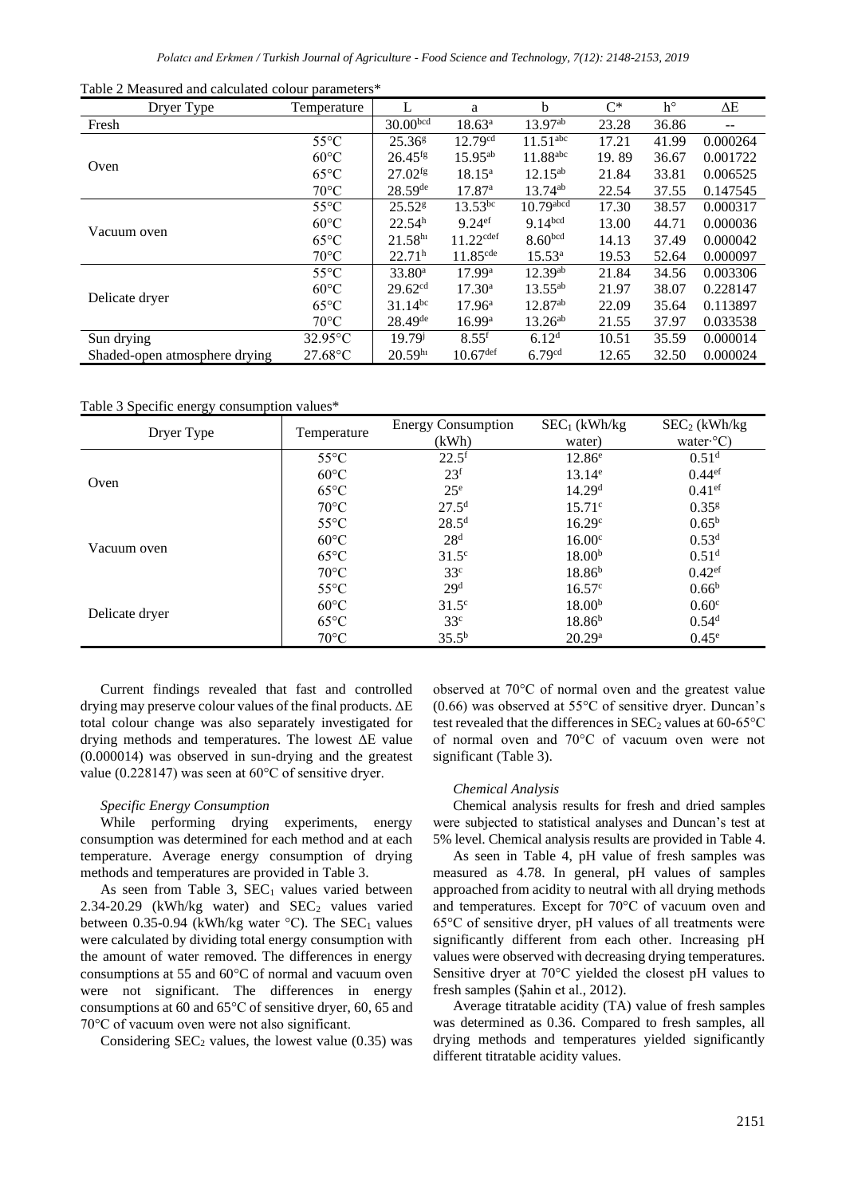Table 2 Measured and calculated colour parameters*

| Dryer Type | Temperature | L | a | b | C* | h° | ΔE |
|---|---|---|---|---|---|---|---|
| Fresh | | 30.00[bcd] | 18.63[a] | 13.97[ab] | 23.28 | 36.86 | -- |
| Oven | 55°C | 25.36[g] | 12.79[cd] | 11.51[abc] | 17.21 | 41.99 | 0.000264 |
| | 60°C | 26.45[fg] | 15.95[ab] | 11.88[abc] | 19. 89 | 36.67 | 0.001722 |
| | 65°C | 27.02[fg] | 18.15[a] | 12.15[ab] | 21.84 | 33.81 | 0.006525 |
| | 70°C | 28.59[de] | 17.87[a] | 13.74[ab] | 22.54 | 37.55 | 0.147545 |
| Vacuum oven | 55°C | 25.52[g] | 13.53[bc] | 10.79[abcd] | 17.30 | 38.57 | 0.000317 |
| | 60°C | 22.54[h] | 9.24[ef] | 9.14[bcd] | 13.00 | 44.71 | 0.000036 |
| | 65°C | 21.58[hı] | 11.22[cdef] | 8.60[bcd] | 14.13 | 37.49 | 0.000042 |
| | 70°C | 22.71[h] | 11.85[cde] | 15.53[a] | 19.53 | 52.64 | 0.000097 |
| Delicate dryer | 55°C | 33.80[a] | 17.99[a] | 12.39[ab] | 21.84 | 34.56 | 0.003306 |
| | 60°C | 29.62[cd] | 17.30[a] | 13.55[ab] | 21.97 | 38.07 | 0.228147 |
| | 65°C | 31.14[bc] | 17.96[a] | 12.87[ab] | 22.09 | 35.64 | 0.113897 |
| | 70°C | 28.49[de] | 16.99[a] | 13.26[ab] | 21.55 | 37.97 | 0.033538 |
| Sun drying | 32.95°C | 19.79[j] | 8.55[f] | 6.12[d] | 10.51 | 35.59 | 0.000014 |
| Shaded-open atmosphere drying | 27.68°C | 20.59[hı] | 10.67[def] | 6.79[cd] | 12.65 | 32.50 | 0.000024 |

Table 3 Specific energy consumption values*

| Dryer Type | Temperature | Energy Consumption (kWh) | $SEC_1$ (kWh/kg water) | $SEC_2$ (kWh/kg water·°C) |
|---|---|---|---|---|
| Oven | 55°C | 22.5[f] | 12.86[e] | 0.51[d] |
| | 60°C | 23[f] | 13.14[e] | 0.44[ef] |
| | 65°C | 25[e] | 14.29[d] | 0.41[ef] |
| | 70°C | 27.5[d] | 15.71[c] | 0.35[g] |
| Vacuum oven | 55°C | 28.5[d] | 16.29[c] | 0.65[b] |
| | 60°C | 28[d] | 16.00[c] | 0.53[d] |
| | 65°C | 31.5[c] | 18.00[b] | 0.51[d] |
| | 70°C | 33[c] | 18.86[b] | 0.42[ef] |
| Delicate dryer | 55°C | 29[d] | 16.57[c] | 0.66[b] |
| | 60°C | 31.5[c] | 18.00[b] | 0.60[c] |
| | 65°C | 33[c] | 18.86[b] | 0.54[d] |
| | 70°C | 35.5[b] | 20.29[a] | 0.45[e] |

Current findings revealed that fast and controlled drying may preserve colour values of the final products. ΔE total colour change was also separately investigated for drying methods and temperatures. The lowest ΔE value (0.000014) was observed in sun-drying and the greatest value (0.228147) was seen at 60°C of sensitive dryer.

### *Specific Energy Consumption*

While performing drying experiments, energy consumption was determined for each method and at each temperature. Average energy consumption of drying methods and temperatures are provided in Table 3.

As seen from Table 3, $SEC_1$ values varied between 2.34-20.29 (kWh/kg water) and $SEC_2$ values varied between 0.35-0.94 (kWh/kg water °C). The $SEC_1$ values were calculated by dividing total energy consumption with the amount of water removed. The differences in energy consumptions at 55 and 60°C of normal and vacuum oven were not significant. The differences in energy consumptions at 60 and 65°C of sensitive dryer, 60, 65 and 70°C of vacuum oven were not also significant.

Considering $SEC_2$ values, the lowest value (0.35) was observed at 70°C of normal oven and the greatest value (0.66) was observed at 55°C of sensitive dryer. Duncan's test revealed that the differences in $SEC_2$ values at 60-65°C of normal oven and 70°C of vacuum oven were not significant (Table 3).

### *Chemical Analysis*

Chemical analysis results for fresh and dried samples were subjected to statistical analyses and Duncan's test at 5% level. Chemical analysis results are provided in Table 4.

As seen in Table 4, pH value of fresh samples was measured as 4.78. In general, pH values of samples approached from acidity to neutral with all drying methods and temperatures. Except for 70°C of vacuum oven and 65°C of sensitive dryer, pH values of all treatments were significantly different from each other. Increasing pH values were observed with decreasing drying temperatures. Sensitive dryer at 70°C yielded the closest pH values to fresh samples (Şahin et al., 2012).

Average titratable acidity (TA) value of fresh samples was determined as 0.36. Compared to fresh samples, all drying methods and temperatures yielded significantly different titratable acidity values.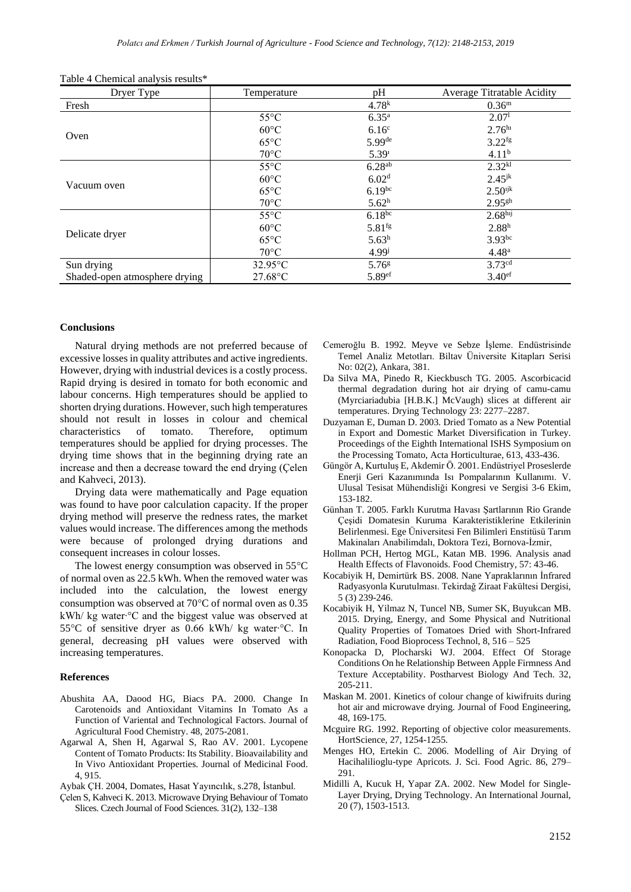Table 4 Chemical analysis results*

| Dryer Type | Temperature | pH | Average Titratable Acidity |
|---|---|---|---|
| Fresh | | 4.78[k] | 0.36[m] |
| Oven | 55°C | 6.35[a] | 2.07[l] |
| | 60°C | 6.16[c] | 2.76[hı] |
| | 65°C | 5.99[de] | 3.22[fg] |
| | 70°C | 5.39[ı] | 4.11[b] |
| Vacuum oven | 55°C | 6.28[ab] | 2.32[kl] |
| | 60°C | 6.02[d] | 2.45[jk] |
| | 65°C | 6.19[bc] | 2.50[ıjk] |
| | 70°C | 5.62[h] | 2.95[gh] |
| Delicate dryer | 55°C | 6.18[bc] | 2.68[hıj] |
| | 60°C | 5.81[fg] | 2.88[h] |
| | 65°C | 5.63[h] | 3.93[bc] |
| | 70°C | 4.99[j] | 4.48[a] |
| Sun drying | 32.95°C | 5.76[g] | 3.73[cd] |
| Shaded-open atmosphere drying | 27.68°C | 5.89[ef] | 3.40[ef] |

## Conclusions

Natural drying methods are not preferred because of excessive losses in quality attributes and active ingredients. However, drying with industrial devices is a costly process. Rapid drying is desired in tomato for both economic and labour concerns. High temperatures should be applied to shorten drying durations. However, such high temperatures should not result in losses in colour and chemical characteristics of tomato. Therefore, optimum temperatures should be applied for drying processes. The drying time shows that in the beginning drying rate an increase and then a decrease toward the end drying (Çelen and Kahveci, 2013).

Drying data were mathematically and Page equation was found to have poor calculation capacity. If the proper drying method will preserve the redness rates, the market values would increase. The differences among the methods were because of prolonged drying durations and consequent increases in colour losses.

The lowest energy consumption was observed in 55°C of normal oven as 22.5 kWh. When the removed water was included into the calculation, the lowest energy consumption was observed at 70°C of normal oven as 0.35 kWh/ kg water·°C and the biggest value was observed at 55°C of sensitive dryer as 0.66 kWh/ kg water·°C. In general, decreasing pH values were observed with increasing temperatures.

## References

Abushita AA, Daood HG, Biacs PA. 2000. Change In Carotenoids and Antioxidant Vitamins In Tomato As a Function of Variental and Technological Factors. Journal of Agricultural Food Chemistry. 48, 2075-2081.

Agarwal A, Shen H, Agarwal S, Rao AV. 2001. Lycopene Content of Tomato Products: Its Stability. Bioavailability and In Vivo Antioxidant Properties. Journal of Medicinal Food. 4, 915.

Aybak ÇH. 2004, Domates, Hasat Yayıncılık, s.278, İstanbul.

Çelen S, Kahveci K. 2013. Microwave Drying Behaviour of Tomato Slices. Czech Journal of Food Sciences. 31(2), 132–138

Cemeroğlu B. 1992. Meyve ve Sebze İşleme. Endüstrisinde Temel Analiz Metotları. Biltav Üniversite Kitapları Serisi No: 02(2), Ankara, 381.

Da Silva MA, Pinedo R, Kieckbusch TG. 2005. Ascorbicacid thermal degradation during hot air drying of camu-camu (Myrciariadubia [H.B.K.] McVaugh) slices at different air temperatures. Drying Technology 23: 2277–2287.

Duzyaman E, Duman D. 2003. Dried Tomato as a New Potential in Export and Domestic Market Diversification in Turkey. Proceedings of the Eighth International ISHS Symposium on the Processing Tomato, Acta Horticulturae, 613, 433-436.

Güngör A, Kurtuluş E, Akdemir Ö. 2001. Endüstriyel Proseslerde Enerji Geri Kazanımında Isı Pompalarının Kullanımı. V. Ulusal Tesisat Mühendisliği Kongresi ve Sergisi 3-6 Ekim, 153-182.

Günhan T. 2005. Farklı Kurutma Havası Şartlarının Rio Grande Çeşidi Domatesin Kuruma Karakteristiklerine Etkilerinin Belirlenmesi. Ege Üniversitesi Fen Bilimleri Enstitüsü Tarım Makinaları Anabilimdalı, Doktora Tezi, Bornova-İzmir,

Hollman PCH, Hertog MGL, Katan MB. 1996. Analysis anad Health Effects of Flavonoids. Food Chemistry, 57: 43-46.

Kocabiyik H, Demirtürk BS. 2008. Nane Yapraklarının İnfrared Radyasyonla Kurutulması. Tekirdağ Ziraat Fakültesi Dergisi, 5 (3) 239-246.

Kocabiyik H, Yilmaz N, Tuncel NB, Sumer SK, Buyukcan MB. 2015. Drying, Energy, and Some Physical and Nutritional Quality Properties of Tomatoes Dried with Short-Infrared Radiation, Food Bioprocess Technol, 8, 516 – 525

Konopacka D, Plocharski WJ. 2004. Effect Of Storage Conditions On he Relationship Between Apple Firmness And Texture Acceptability. Postharvest Biology And Tech. 32, 205-211.

Maskan M. 2001. Kinetics of colour change of kiwifruits during hot air and microwave drying. Journal of Food Engineering, 48, 169-175.

Mcguire RG. 1992. Reporting of objective color measurements. HortScience, 27, 1254-1255.

Menges HO, Ertekin C. 2006. Modelling of Air Drying of Hacihaliliogluo-type Apricots. J. Sci. Food Agric. 86, 279–291.

Midilli A, Kucuk H, Yapar ZA. 2002. New Model for Single-Layer Drying, Drying Technology. An International Journal, 20 (7), 1503-1513.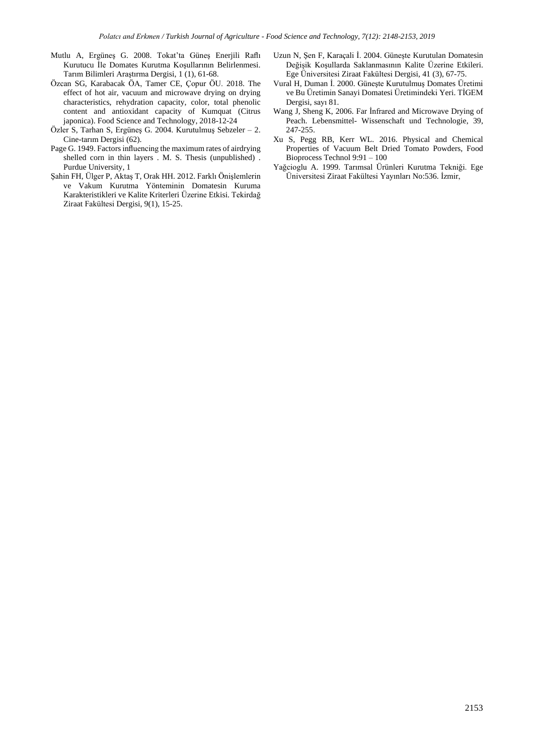Mutlu A, Ergüneş G. 2008. Tokat'ta Güneş Enerjili Raflı Kurutucu İle Domates Kurutma Koşullarının Belirlenmesi. Tarım Bilimleri Araştırma Dergisi, 1 (1), 61-68.

Özcan SG, Karabacak ÖA, Tamer CE, Çopur ÖU. 2018. The effect of hot air, vacuum and microwave drying on drying characteristics, rehydration capacity, color, total phenolic content and antioxidant capacity of Kumquat (Citrus japonica). Food Science and Technology, 2018-12-24

Özler S, Tarhan S, Ergüneş G. 2004. Kurutulmuş Sebzeler – 2. Cine-tarım Dergisi (62).

Page G. 1949. Factors influencing the maximum rates of airdrying shelled corn in thin layers . M. S. Thesis (unpublished) . Purdue University, 1

Şahin FH, Ülger P, Aktaş T, Orak HH. 2012. Farklı Önişlemlerin ve Vakum Kurutma Yönteminin Domatesin Kuruma Karakteristikleri ve Kalite Kriterleri Üzerine Etkisi. Tekirdağ Ziraat Fakültesi Dergisi, 9(1), 15-25.

Uzun N, Şen F, Karaçali İ. 2004. Güneşte Kurutulan Domatesin Değişik Koşullarda Saklanmasının Kalite Üzerine Etkileri. Ege Üniversitesi Ziraat Fakültesi Dergisi, 41 (3), 67-75.

Vural H, Duman İ. 2000. Güneşte Kurutulmuş Domates Üretimi ve Bu Üretimin Sanayi Domatesi Üretimindeki Yeri. TİGEM Dergisi, sayı 81.

Wang J, Sheng K, 2006. Far İnfrared and Microwave Drying of Peach. Lebensmittel- Wissenschaft und Technologie, 39, 247-255.

Xu S, Pegg RB, Kerr WL. 2016. Physical and Chemical Properties of Vacuum Belt Dried Tomato Powders, Food Bioprocess Technol 9:91 – 100

Yağcioglu A. 1999. Tarımsal Ürünleri Kurutma Tekniği. Ege Üniversitesi Ziraat Fakültesi Yayınları No:536. İzmir,